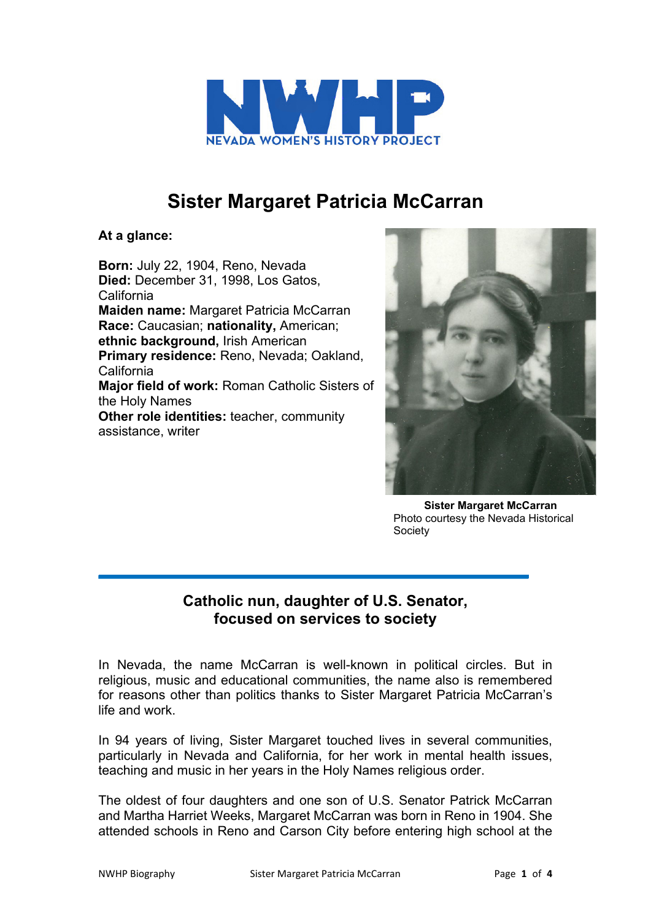NEVADA WOMEN'S HISTORY PROJECT

# Sister Margaret Patricia McCarran

**At a glance:**

**Born:** July 22, 1904, Reno, Nevada
**Died:** December 31, 1998, Los Gatos, California
**Maiden name:** Margaret Patricia McCarran
**Race:** Caucasian; **nationality,** American; **ethnic background,** Irish American
**Primary residence:** Reno, Nevada; Oakland, California
**Major field of work:** Roman Catholic Sisters of the Holy Names
**Other role identities:** teacher, community assistance, writer

**Sister Margaret McCarran**
Photo courtesy the Nevada Historical Society

## Catholic nun, daughter of U.S. Senator, focused on services to society

In Nevada, the name McCarran is well-known in political circles. But in religious, music and educational communities, the name also is remembered for reasons other than politics thanks to Sister Margaret Patricia McCarran's life and work.

In 94 years of living, Sister Margaret touched lives in several communities, particularly in Nevada and California, for her work in mental health issues, teaching and music in her years in the Holy Names religious order.

The oldest of four daughters and one son of U.S. Senator Patrick McCarran and Martha Harriet Weeks, Margaret McCarran was born in Reno in 1904. She attended schools in Reno and Carson City before entering high school at the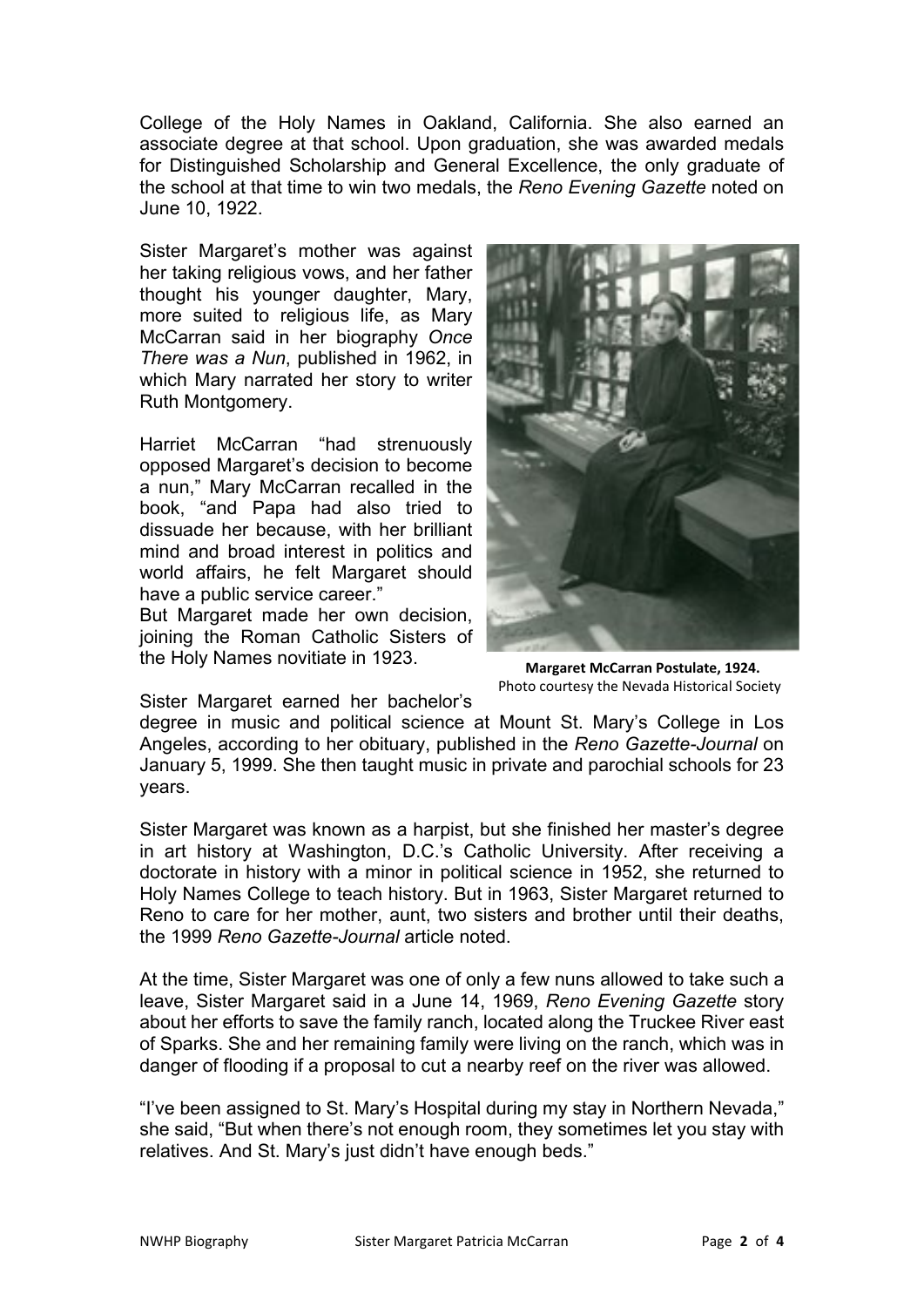College of the Holy Names in Oakland, California. She also earned an associate degree at that school. Upon graduation, she was awarded medals for Distinguished Scholarship and General Excellence, the only graduate of the school at that time to win two medals, the *Reno Evening Gazette* noted on June 10, 1922.

Sister Margaret's mother was against her taking religious vows, and her father thought his younger daughter, Mary, more suited to religious life, as Mary McCarran said in her biography *Once There was a Nun*, published in 1962, in which Mary narrated her story to writer Ruth Montgomery.

Harriet McCarran "had strenuously opposed Margaret's decision to become a nun," Mary McCarran recalled in the book, "and Papa had also tried to dissuade her because, with her brilliant mind and broad interest in politics and world affairs, he felt Margaret should have a public service career."

But Margaret made her own decision, joining the Roman Catholic Sisters of the Holy Names novitiate in 1923.

**Margaret McCarran Postulate, 1924.**
Photo courtesy the Nevada Historical Society

Sister Margaret earned her bachelor's degree in music and political science at Mount St. Mary's College in Los Angeles, according to her obituary, published in the *Reno Gazette-Journal* on January 5, 1999. She then taught music in private and parochial schools for 23 years.

Sister Margaret was known as a harpist, but she finished her master's degree in art history at Washington, D.C.'s Catholic University. After receiving a doctorate in history with a minor in political science in 1952, she returned to Holy Names College to teach history. But in 1963, Sister Margaret returned to Reno to care for her mother, aunt, two sisters and brother until their deaths, the 1999 *Reno Gazette-Journal* article noted.

At the time, Sister Margaret was one of only a few nuns allowed to take such a leave, Sister Margaret said in a June 14, 1969, *Reno Evening Gazette* story about her efforts to save the family ranch, located along the Truckee River east of Sparks. She and her remaining family were living on the ranch, which was in danger of flooding if a proposal to cut a nearby reef on the river was allowed.

"I've been assigned to St. Mary's Hospital during my stay in Northern Nevada," she said, "But when there's not enough room, they sometimes let you stay with relatives. And St. Mary's just didn't have enough beds."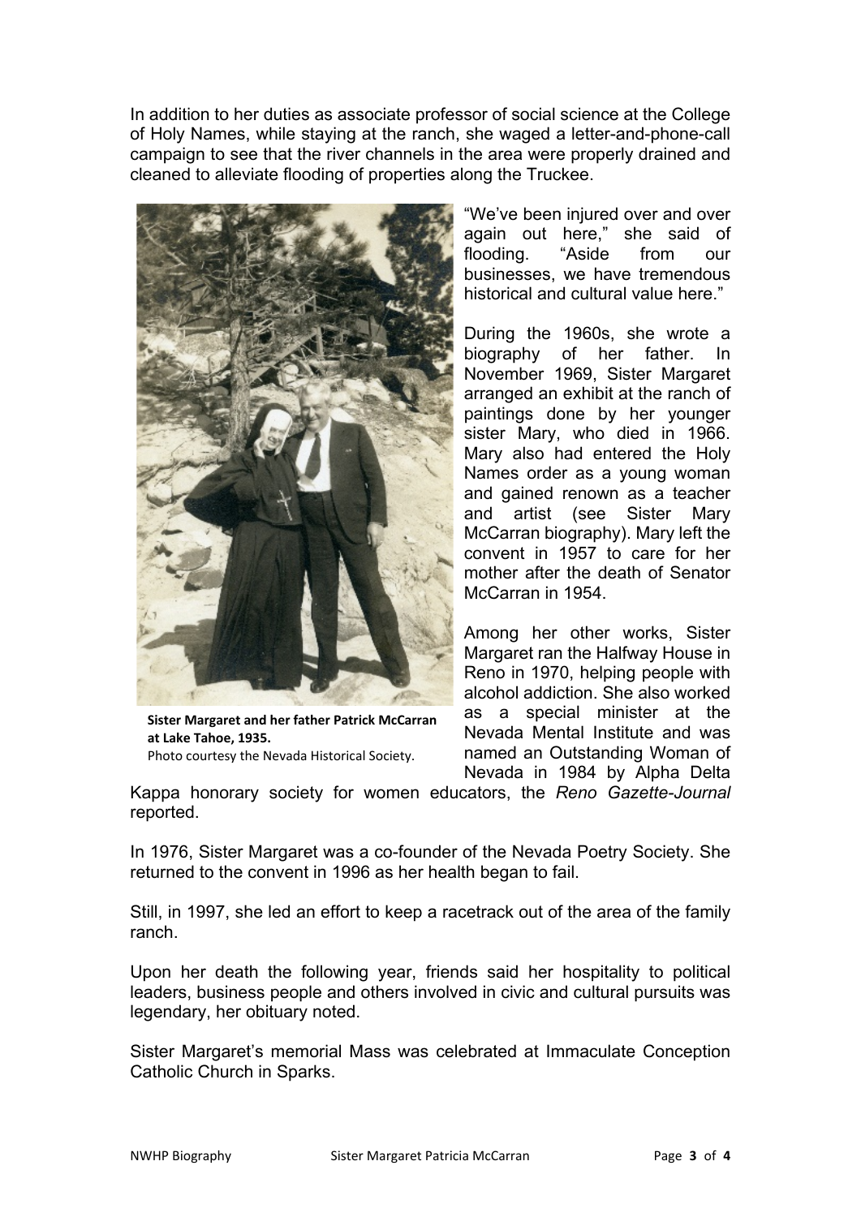In addition to her duties as associate professor of social science at the College of Holy Names, while staying at the ranch, she waged a letter-and-phone-call campaign to see that the river channels in the area were properly drained and cleaned to alleviate flooding of properties along the Truckee.

"We've been injured over and over again out here," she said of flooding. "Aside from our businesses, we have tremendous historical and cultural value here."

During the 1960s, she wrote a biography of her father. In November 1969, Sister Margaret arranged an exhibit at the ranch of paintings done by her younger sister Mary, who died in 1966. Mary also had entered the Holy Names order as a young woman and gained renown as a teacher and artist (see Sister Mary McCarran biography). Mary left the convent in 1957 to care for her mother after the death of Senator McCarran in 1954.

**Sister Margaret and her father Patrick McCarran at Lake Tahoe, 1935.**
Photo courtesy the Nevada Historical Society.

Among her other works, Sister Margaret ran the Halfway House in Reno in 1970, helping people with alcohol addiction. She also worked as a special minister at the Nevada Mental Institute and was named an Outstanding Woman of Nevada in 1984 by Alpha Delta Kappa honorary society for women educators, the *Reno Gazette-Journal* reported.

In 1976, Sister Margaret was a co-founder of the Nevada Poetry Society. She returned to the convent in 1996 as her health began to fail.

Still, in 1997, she led an effort to keep a racetrack out of the area of the family ranch.

Upon her death the following year, friends said her hospitality to political leaders, business people and others involved in civic and cultural pursuits was legendary, her obituary noted.

Sister Margaret's memorial Mass was celebrated at Immaculate Conception Catholic Church in Sparks.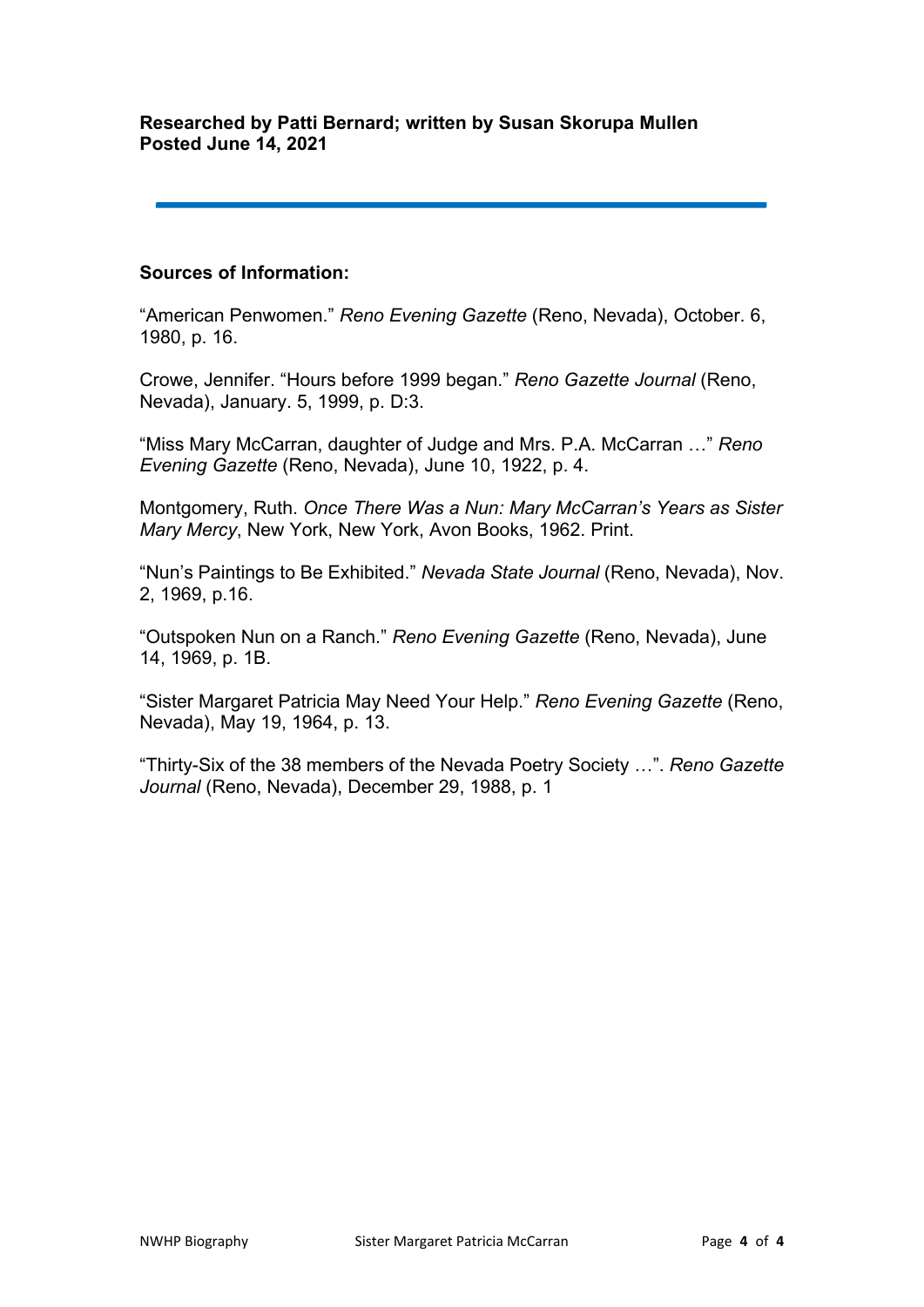**Researched by Patti Bernard; written by Susan Skorupa Mullen**
**Posted June 14, 2021**

---

### Sources of Information:

"American Penwomen." *Reno Evening Gazette* (Reno, Nevada), October. 6, 1980, p. 16.

Crowe, Jennifer. "Hours before 1999 began." *Reno Gazette Journal* (Reno, Nevada), January. 5, 1999, p. D:3.

"Miss Mary McCarran, daughter of Judge and Mrs. P.A. McCarran …" *Reno Evening Gazette* (Reno, Nevada), June 10, 1922, p. 4.

Montgomery, Ruth. *Once There Was a Nun: Mary McCarran's Years as Sister Mary Mercy*, New York, New York, Avon Books, 1962. Print.

"Nun's Paintings to Be Exhibited." *Nevada State Journal* (Reno, Nevada), Nov. 2, 1969, p.16.

"Outspoken Nun on a Ranch." *Reno Evening Gazette* (Reno, Nevada), June 14, 1969, p. 1B.

"Sister Margaret Patricia May Need Your Help." *Reno Evening Gazette* (Reno, Nevada), May 19, 1964, p. 13.

"Thirty-Six of the 38 members of the Nevada Poetry Society …". *Reno Gazette Journal* (Reno, Nevada), December 29, 1988, p. 1